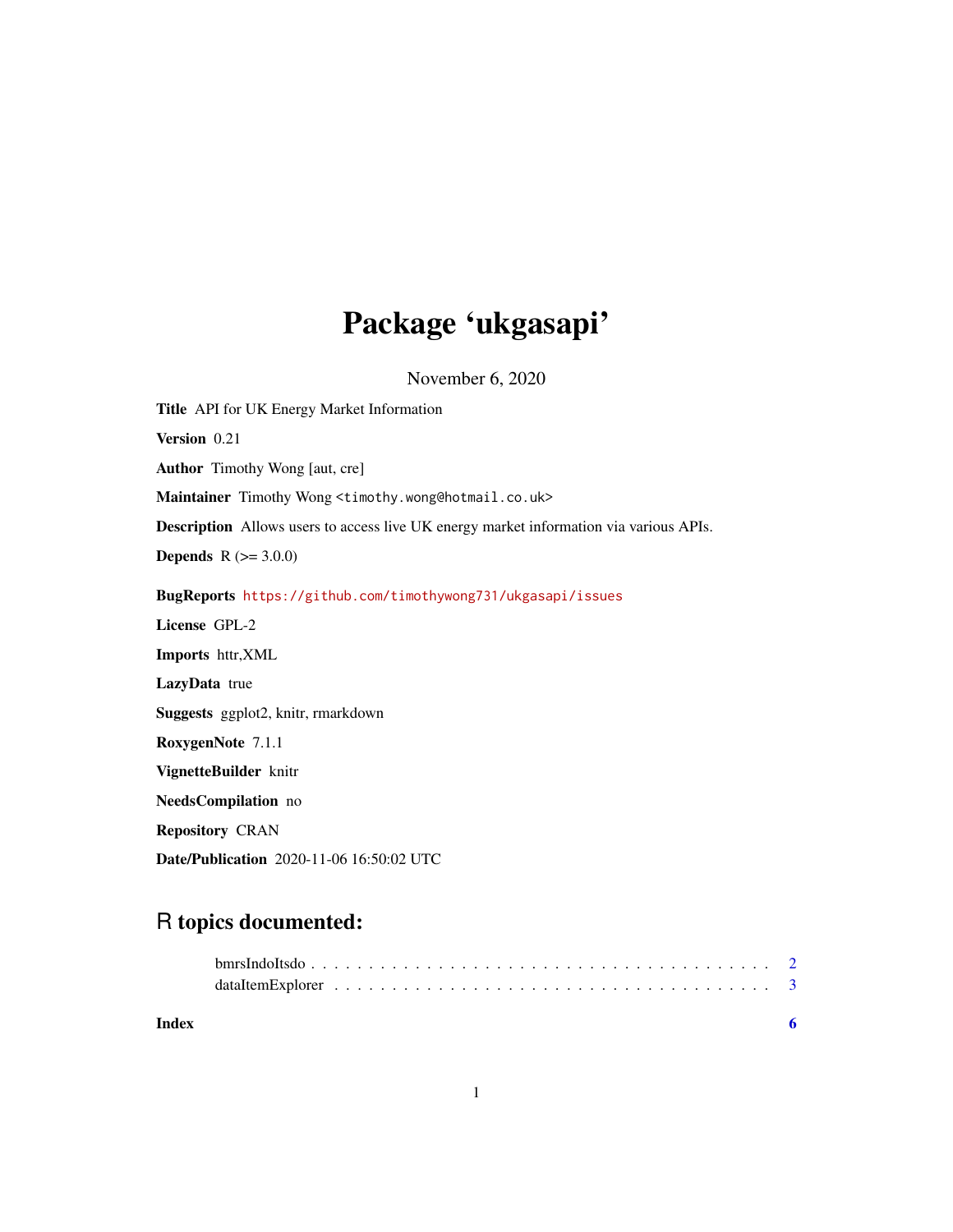# Package 'ukgasapi'

November 6, 2020

**Title** API for UK Energy Market Information

**Version** 0.21

**Author** Timothy Wong [aut, cre]

**Maintainer** Timothy Wong <timothy.wong@hotmail.co.uk>

**Description** Allows users to access live UK energy market information via various APIs.

**Depends** R (>= 3.0.0)

**BugReports** https://github.com/timothywong731/ukgasapi/issues

**License** GPL-2

**Imports** httr,XML

**LazyData** true

**Suggests** ggplot2, knitr, rmarkdown

**RoxygenNote** 7.1.1

**VignetteBuilder** knitr

**NeedsCompilation** no

**Repository** CRAN

**Date/Publication** 2020-11-06 16:50:02 UTC

## R topics documented:

- bmrsIndoItsdo . . . . . . . . . . . . . . . . . . . . . . . . . . . . . . . . . . . . . . 2
- dataItemExplorer . . . . . . . . . . . . . . . . . . . . . . . . . . . . . . . . . . . . 3

**Index** 6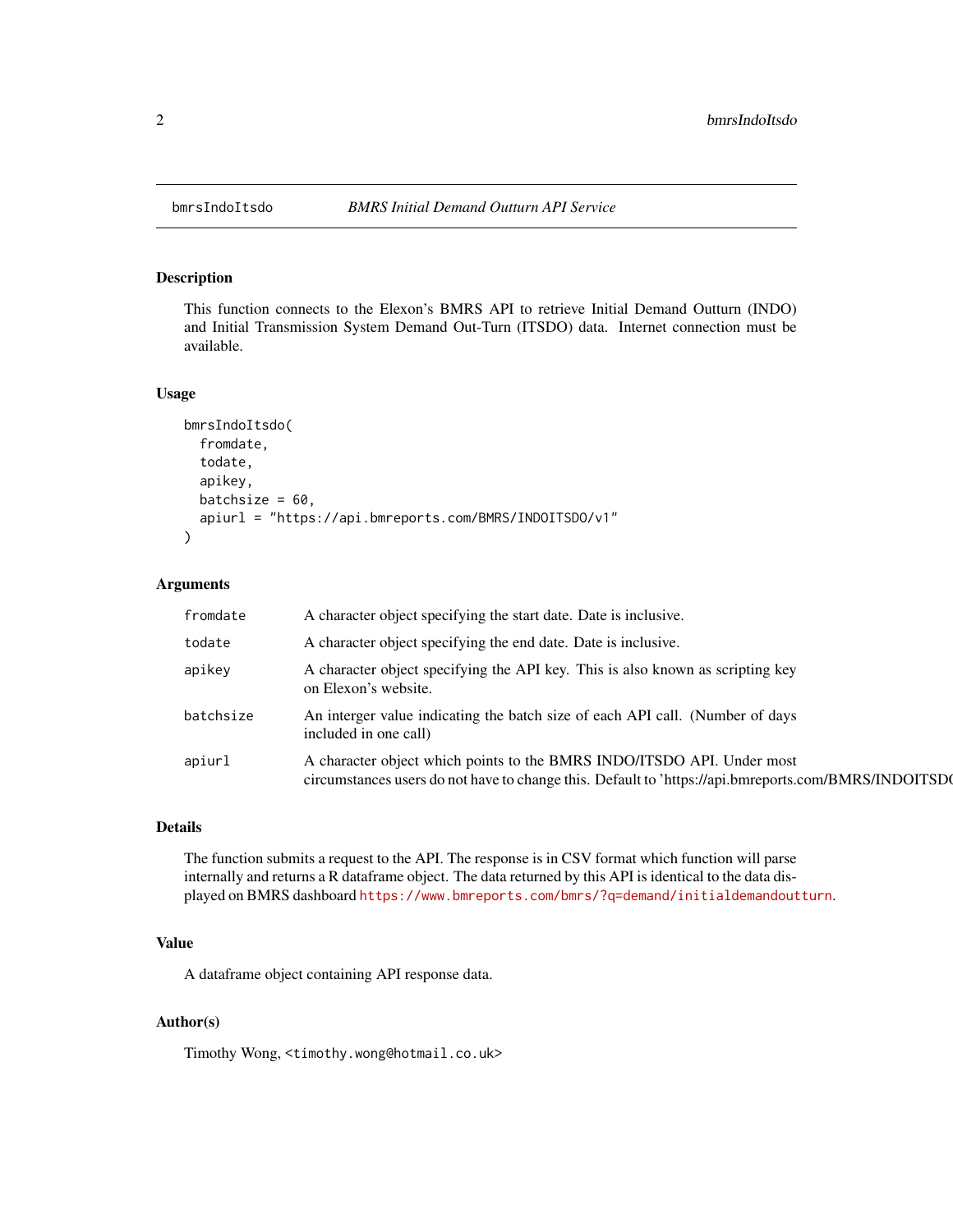# bmrsIndoItsdo — *BMRS Initial Demand Outturn API Service*

## Description

This function connects to the Elexon's BMRS API to retrieve Initial Demand Outturn (INDO) and Initial Transmission System Demand Out-Turn (ITSDO) data. Internet connection must be available.

## Usage

```
bmrsIndoItsdo(
  fromdate,
  todate,
  apikey,
  batchsize = 60,
  apiurl = "https://api.bmreports.com/BMRS/INDOITSDO/v1"
)
```

## Arguments

| Argument | Description |
|---|---|
| `fromdate` | A character object specifying the start date. Date is inclusive. |
| `todate` | A character object specifying the end date. Date is inclusive. |
| `apikey` | A character object specifying the API key. This is also known as scripting key on Elexon's website. |
| `batchsize` | An interger value indicating the batch size of each API call. (Number of days included in one call) |
| `apiurl` | A character object which points to the BMRS INDO/ITSDO API. Under most circumstances users do not have to change this. Default to 'https://api.bmreports.com/BMRS/INDOITSDO |

## Details

The function submits a request to the API. The response is in CSV format which function will parse internally and returns a R dataframe object. The data returned by this API is identical to the data displayed on BMRS dashboard https://www.bmreports.com/bmrs/?q=demand/initialdemandoutturn.

## Value

A dataframe object containing API response data.

## Author(s)

Timothy Wong, <timothy.wong@hotmail.co.uk>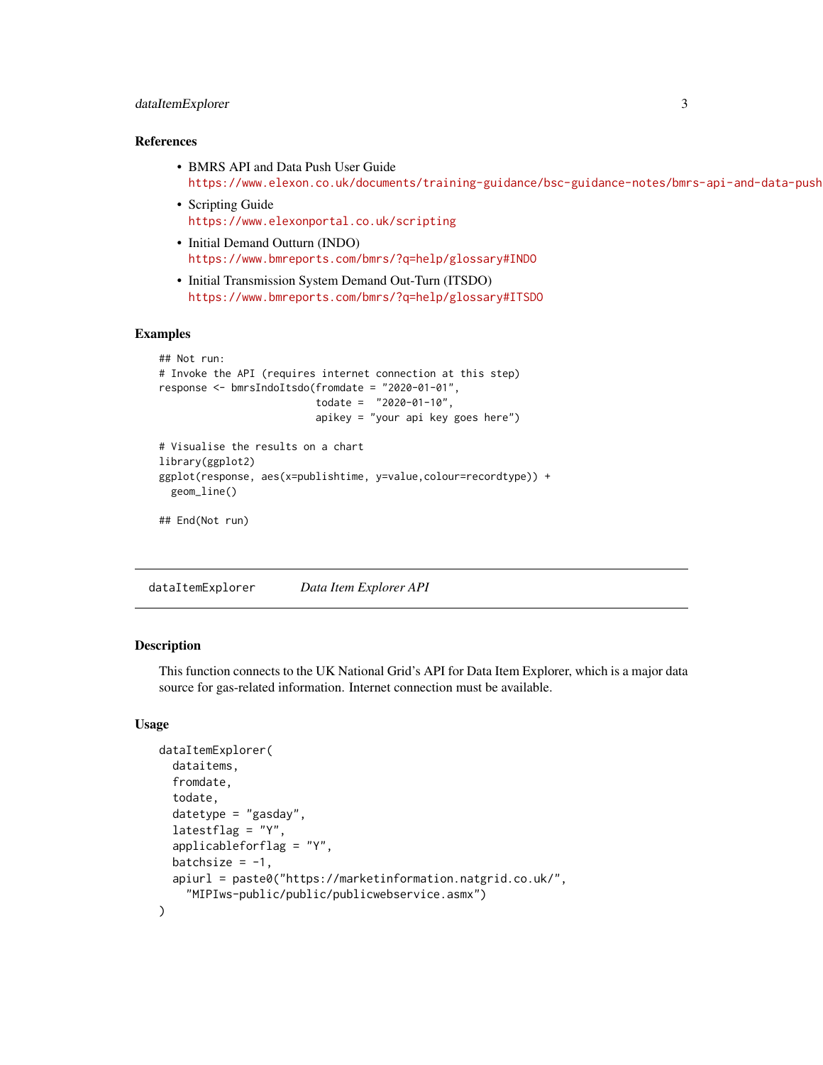### References

- BMRS API and Data Push User Guide
  https://www.elexon.co.uk/documents/training-guidance/bsc-guidance-notes/bmrs-api-and-data-push
- Scripting Guide
  https://www.elexonportal.co.uk/scripting
- Initial Demand Outturn (INDO)
  https://www.bmreports.com/bmrs/?q=help/glossary#INDO
- Initial Transmission System Demand Out-Turn (ITSDO)
  https://www.bmreports.com/bmrs/?q=help/glossary#ITSDO

### Examples

```
## Not run:
# Invoke the API (requires internet connection at this step)
response <- bmrsIndoItsdo(fromdate = "2020-01-01",
                          todate =  "2020-01-10",
                          apikey = "your api key goes here")

# Visualise the results on a chart
library(ggplot2)
ggplot(response, aes(x=publishtime, y=value,colour=recordtype)) +
  geom_line()

## End(Not run)
```

---

## dataItemExplorer *Data Item Explorer API*

---

### Description

This function connects to the UK National Grid's API for Data Item Explorer, which is a major data source for gas-related information. Internet connection must be available.

### Usage

```
dataItemExplorer(
  dataitems,
  fromdate,
  todate,
  datetype = "gasday",
  latestflag = "Y",
  applicableforflag = "Y",
  batchsize = -1,
  apiurl = paste0("https://marketinformation.natgrid.co.uk/",
    "MIPIws-public/public/publicwebservice.asmx")
)
```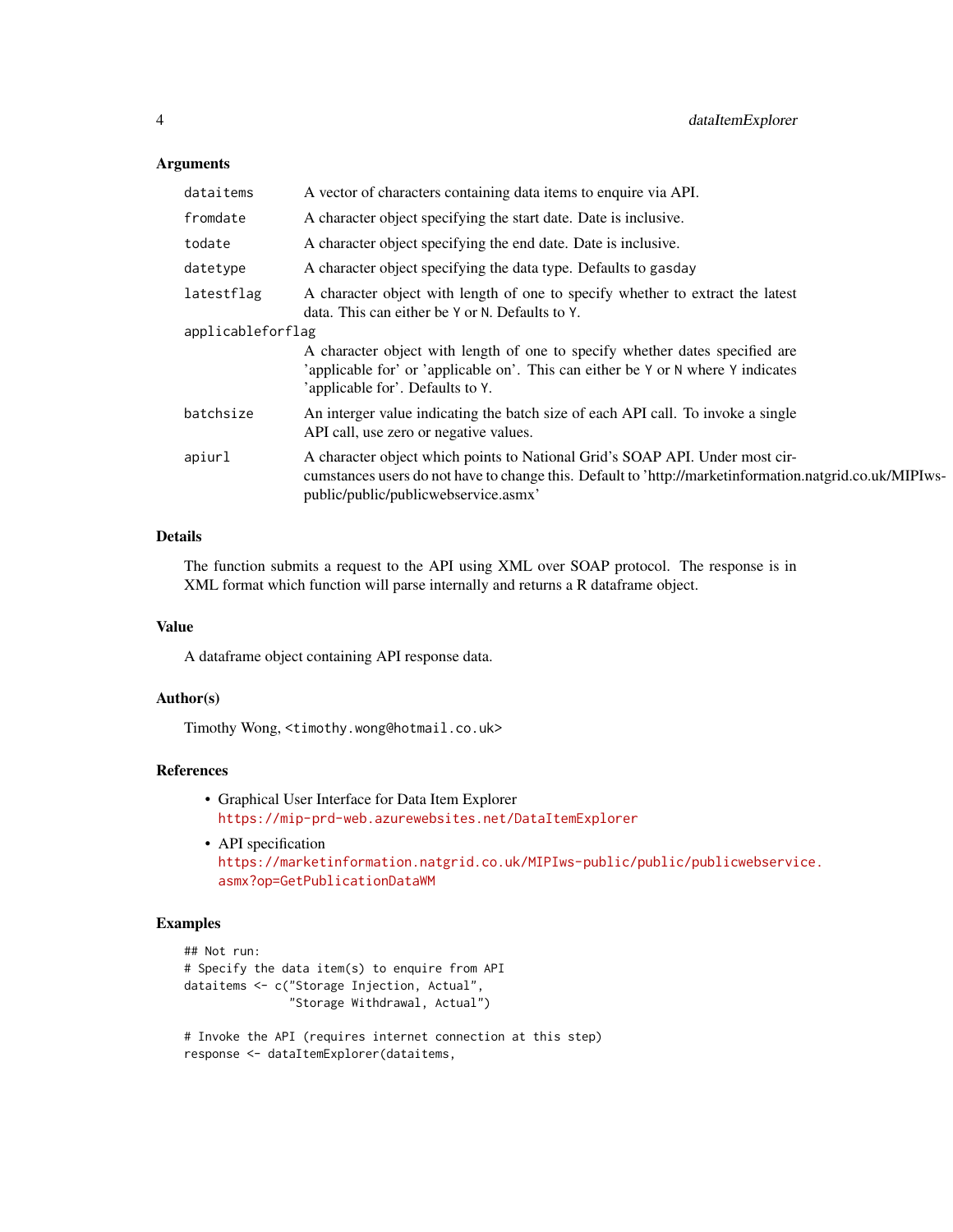### Arguments

| | |
|---|---|
| `dataitems` | A vector of characters containing data items to enquire via API. |
| `fromdate` | A character object specifying the start date. Date is inclusive. |
| `todate` | A character object specifying the end date. Date is inclusive. |
| `datetype` | A character object specifying the data type. Defaults to `gasday` |
| `latestflag` | A character object with length of one to specify whether to extract the latest data. This can either be `Y` or `N`. Defaults to `Y`. |
| `applicableforflag` | A character object with length of one to specify whether dates specified are 'applicable for' or 'applicable on'. This can either be `Y` or `N` where `Y` indicates 'applicable for'. Defaults to `Y`. |
| `batchsize` | An interger value indicating the batch size of each API call. To invoke a single API call, use zero or negative values. |
| `apiurl` | A character object which points to National Grid's SOAP API. Under most circumstances users do not have to change this. Default to 'http://marketinformation.natgrid.co.uk/MIPIws-public/public/publicwebservice.asmx' |

### Details

The function submits a request to the API using XML over SOAP protocol. The response is in XML format which function will parse internally and returns a R dataframe object.

### Value

A dataframe object containing API response data.

### Author(s)

Timothy Wong, `<timothy.wong@hotmail.co.uk>`

### References

- Graphical User Interface for Data Item Explorer
  https://mip-prd-web.azurewebsites.net/DataItemExplorer
- API specification
  https://marketinformation.natgrid.co.uk/MIPIws-public/public/publicwebservice.asmx?op=GetPublicationDataWM

### Examples

```
## Not run:
# Specify the data item(s) to enquire from API
dataitems <- c("Storage Injection, Actual",
               "Storage Withdrawal, Actual")

# Invoke the API (requires internet connection at this step)
response <- dataItemExplorer(dataitems,
```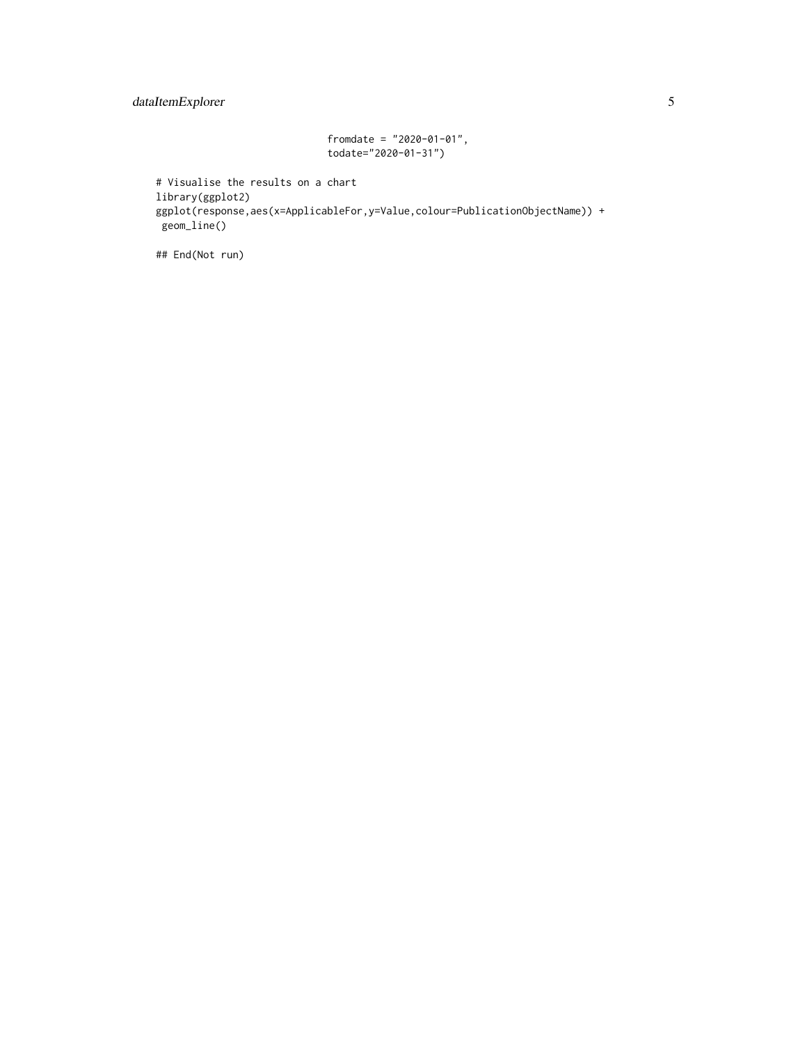```
                              fromdate = "2020-01-01",
                              todate="2020-01-31")

# Visualise the results on a chart
library(ggplot2)
ggplot(response,aes(x=ApplicableFor,y=Value,colour=PublicationObjectName)) +
 geom_line()

## End(Not run)
```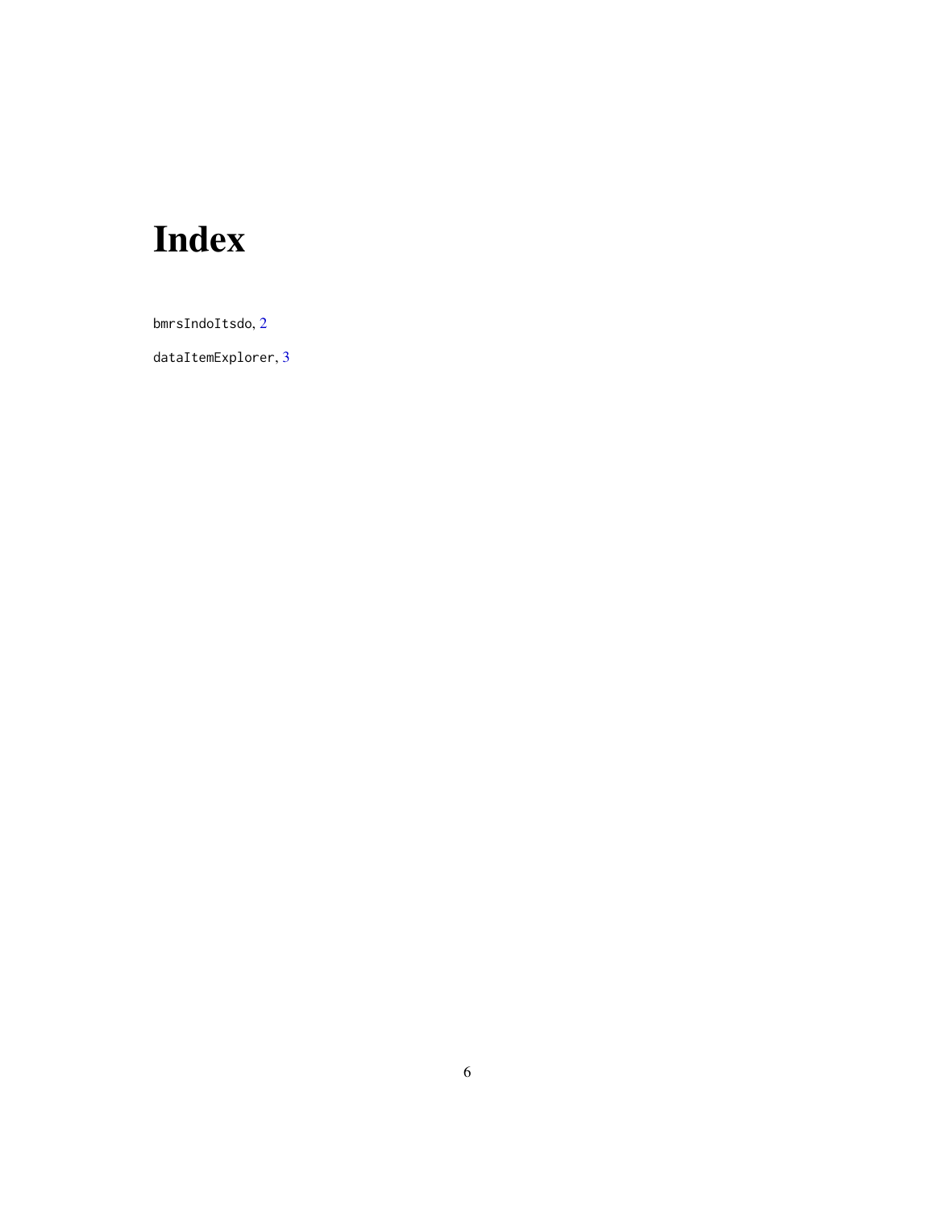# Index

bmrsIndoItsdo, 2

dataItemExplorer, 3